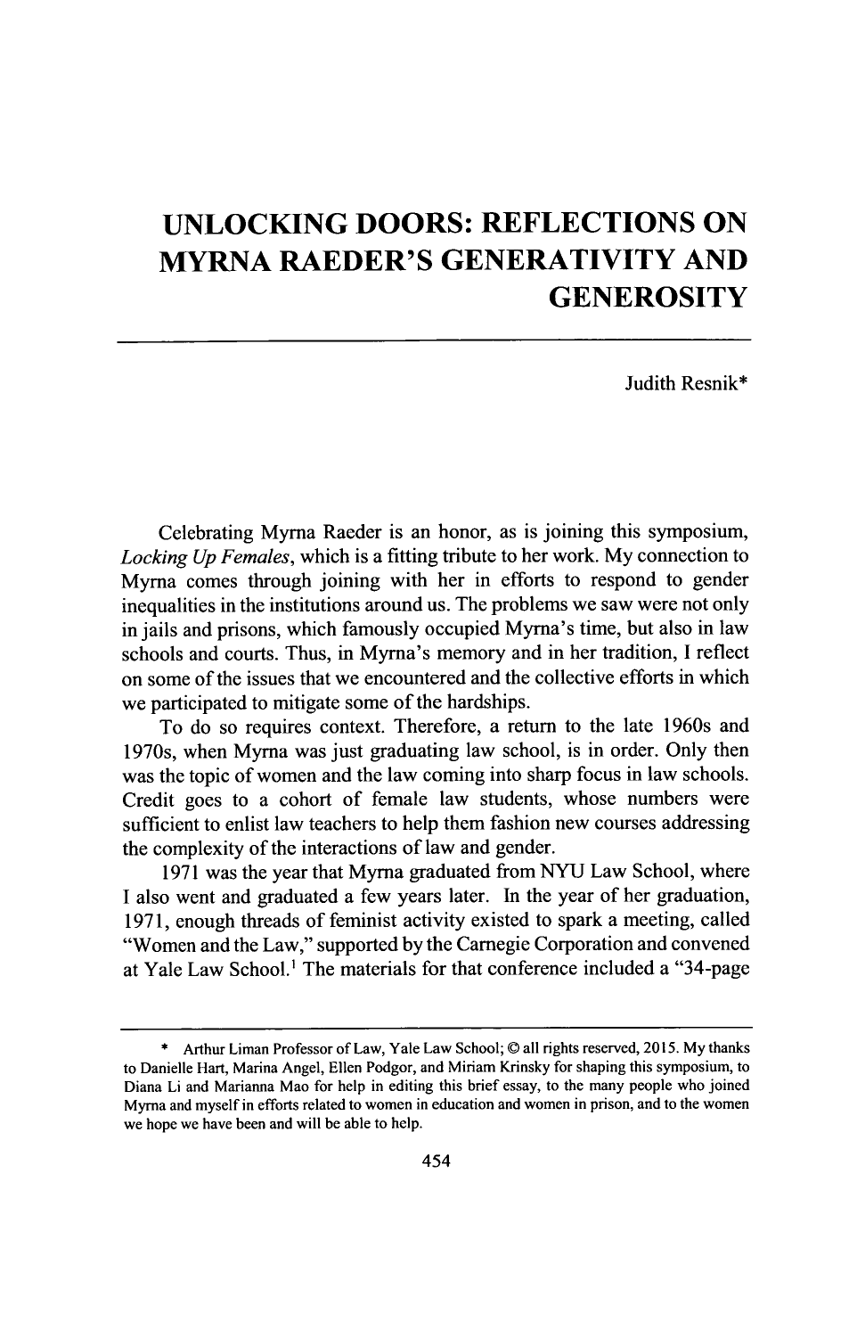# UNLOCKING DOORS: REFLECTIONS ON MYRNA RAEDER'S GENERATIVITY AND GENEROSITY

Judith Resnik*

Celebrating Myrna Raeder is an honor, as is joining this symposium, *Locking Up Females*, which is a fitting tribute to her work. My connection to Myrna comes through joining with her in efforts to respond to gender inequalities in the institutions around us. The problems we saw were not only in jails and prisons, which famously occupied Myrna's time, but also in law schools and courts. Thus, in Myrna's memory and in her tradition, I reflect on some of the issues that we encountered and the collective efforts in which we participated to mitigate some of the hardships.

To do so requires context. Therefore, a return to the late 1960s and 1970s, when Myrna was just graduating law school, is in order. Only then was the topic of women and the law coming into sharp focus in law schools. Credit goes to a cohort of female law students, whose numbers were sufficient to enlist law teachers to help them fashion new courses addressing the complexity of the interactions of law and gender.

1971 was the year that Myrna graduated from NYU Law School, where I also went and graduated a few years later. In the year of her graduation, 1971, enough threads of feminist activity existed to spark a meeting, called "Women and the Law," supported by the Carnegie Corporation and convened at Yale Law School.[1] The materials for that conference included a "34-page

---

\* Arthur Liman Professor of Law, Yale Law School; © all rights reserved, 2015. My thanks to Danielle Hart, Marina Angel, Ellen Podgor, and Miriam Krinsky for shaping this symposium, to Diana Li and Marianna Mao for help in editing this brief essay, to the many people who joined Myrna and myself in efforts related to women in education and women in prison, and to the women we hope we have been and will be able to help.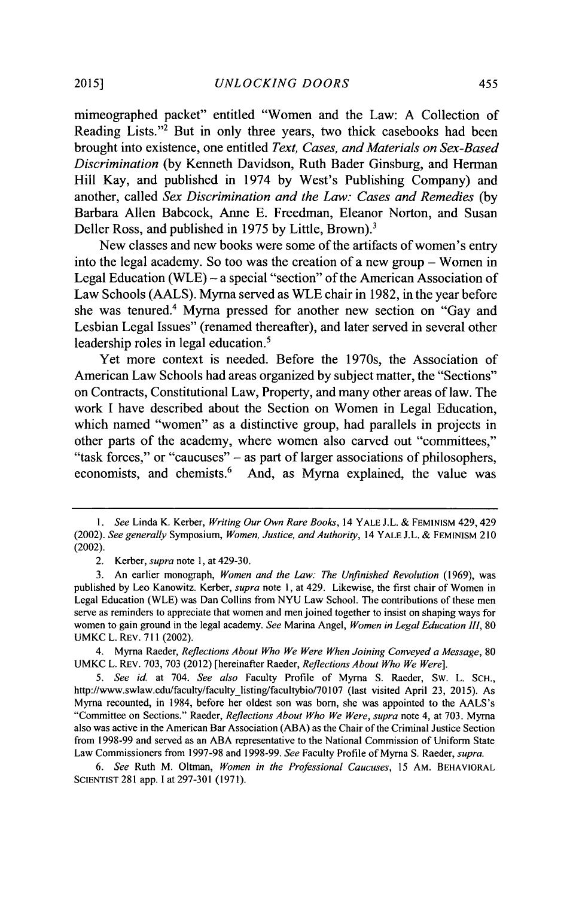mimeographed packet" entitled "Women and the Law: A Collection of Reading Lists."[2] But in only three years, two thick casebooks had been brought into existence, one entitled *Text, Cases, and Materials on Sex-Based Discrimination* (by Kenneth Davidson, Ruth Bader Ginsburg, and Herman Hill Kay, and published in 1974 by West's Publishing Company) and another, called *Sex Discrimination and the Law: Cases and Remedies* (by Barbara Allen Babcock, Anne E. Freedman, Eleanor Norton, and Susan Deller Ross, and published in 1975 by Little, Brown).[3]

New classes and new books were some of the artifacts of women's entry into the legal academy. So too was the creation of a new group – Women in Legal Education (WLE) – a special "section" of the American Association of Law Schools (AALS). Myrna served as WLE chair in 1982, in the year before she was tenured.[4] Myrna pressed for another new section on "Gay and Lesbian Legal Issues" (renamed thereafter), and later served in several other leadership roles in legal education.[5]

Yet more context is needed. Before the 1970s, the Association of American Law Schools had areas organized by subject matter, the "Sections" on Contracts, Constitutional Law, Property, and many other areas of law. The work I have described about the Section on Women in Legal Education, which named "women" as a distinctive group, had parallels in projects in other parts of the academy, where women also carved out "committees," "task forces," or "caucuses" – as part of larger associations of philosophers, economists, and chemists.[6] And, as Myrna explained, the value was

---

1. *See* Linda K. Kerber, *Writing Our Own Rare Books*, 14 YALE J.L. & FEMINISM 429, 429 (2002). *See generally* Symposium, *Women, Justice, and Authority*, 14 YALE J.L. & FEMINISM 210 (2002).

2. Kerber, *supra* note 1, at 429-30.

3. An earlier monograph, *Women and the Law: The Unfinished Revolution* (1969), was published by Leo Kanowitz. Kerber, *supra* note 1, at 429. Likewise, the first chair of Women in Legal Education (WLE) was Dan Collins from NYU Law School. The contributions of these men serve as reminders to appreciate that women and men joined together to insist on shaping ways for women to gain ground in the legal academy. *See* Marina Angel, *Women in Legal Education III*, 80 UMKC L. REV. 711 (2002).

4. Myrna Raeder, *Reflections About Who We Were When Joining Conveyed a Message*, 80 UMKC L. REV. 703, 703 (2012) [hereinafter Raeder, *Reflections About Who We Were*].

5. *See id.* at 704. *See also* Faculty Profile of Myrna S. Raeder, SW. L. SCH., http://www.swlaw.edu/faculty/faculty_listing/facultybio/70107 (last visited April 23, 2015). As Myrna recounted, in 1984, before her oldest son was born, she was appointed to the AALS's "Committee on Sections." Raeder, *Reflections About Who We Were*, *supra* note 4, at 703. Myrna also was active in the American Bar Association (ABA) as the Chair of the Criminal Justice Section from 1998-99 and served as an ABA representative to the National Commission of Uniform State Law Commissioners from 1997-98 and 1998-99. *See* Faculty Profile of Myrna S. Raeder, *supra*.

6. *See* Ruth M. Oltman, *Women in the Professional Caucuses*, 15 AM. BEHAVIORAL SCIENTIST 281 app. I at 297-301 (1971).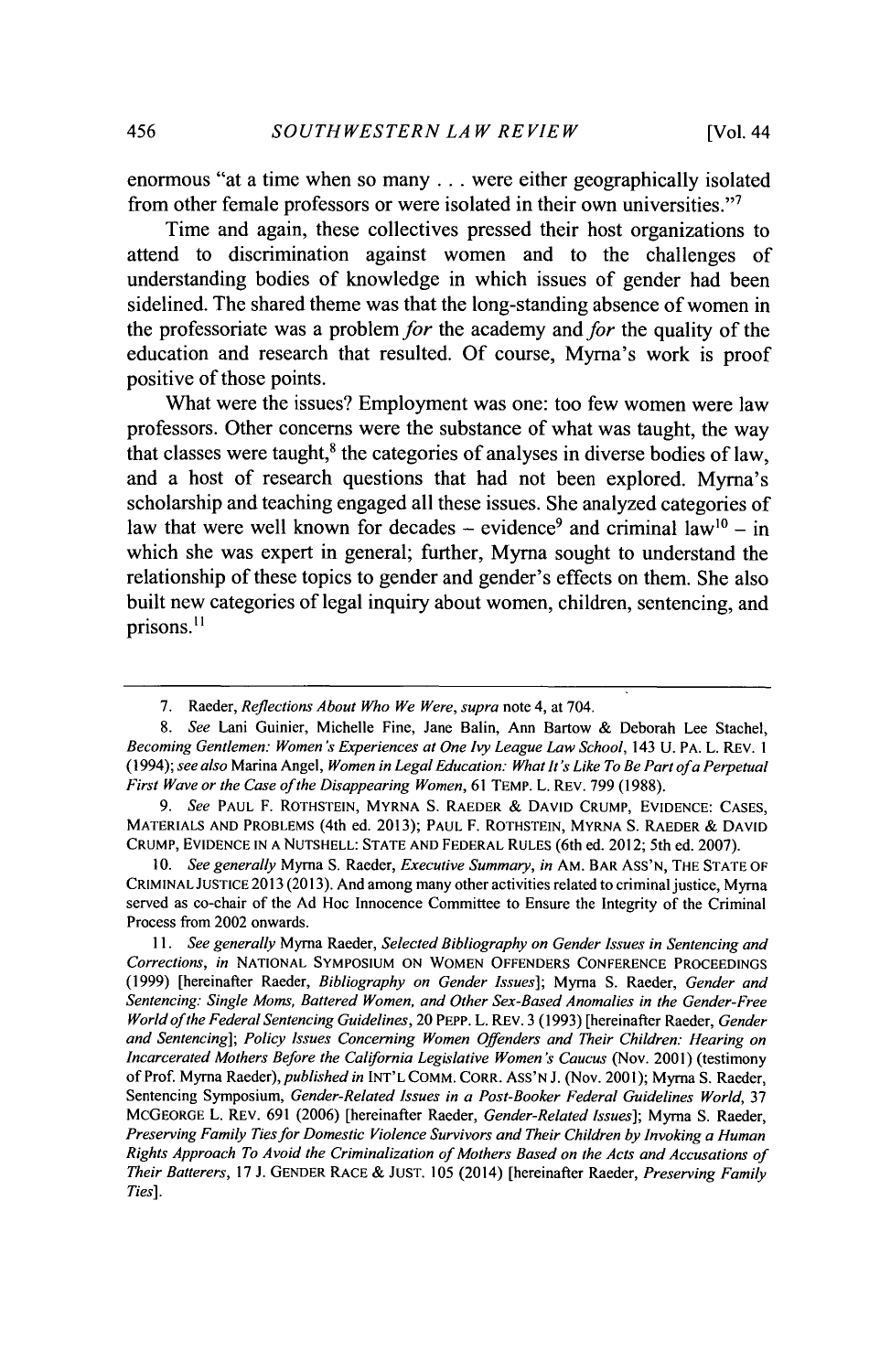enormous "at a time when so many . . . were either geographically isolated from other female professors or were isolated in their own universities."[7]

Time and again, these collectives pressed their host organizations to attend to discrimination against women and to the challenges of understanding bodies of knowledge in which issues of gender had been sidelined. The shared theme was that the long-standing absence of women in the professoriate was a problem *for* the academy and *for* the quality of the education and research that resulted. Of course, Myrna's work is proof positive of those points.

What were the issues? Employment was one: too few women were law professors. Other concerns were the substance of what was taught, the way that classes were taught,[8] the categories of analyses in diverse bodies of law, and a host of research questions that had not been explored. Myrna's scholarship and teaching engaged all these issues. She analyzed categories of law that were well known for decades – evidence[9] and criminal law[10] – in which she was expert in general; further, Myrna sought to understand the relationship of these topics to gender and gender's effects on them. She also built new categories of legal inquiry about women, children, sentencing, and prisons.[11]

---

7. Raeder, *Reflections About Who We Were*, *supra* note 4, at 704.

8. *See* Lani Guinier, Michelle Fine, Jane Balin, Ann Bartow & Deborah Lee Stachel, *Becoming Gentlemen: Women's Experiences at One Ivy League Law School*, 143 U. PA. L. REV. 1 (1994); *see also* Marina Angel, *Women in Legal Education: What It's Like To Be Part of a Perpetual First Wave or the Case of the Disappearing Women*, 61 TEMP. L. REV. 799 (1988).

9. *See* PAUL F. ROTHSTEIN, MYRNA S. RAEDER & DAVID CRUMP, EVIDENCE: CASES, MATERIALS AND PROBLEMS (4th ed. 2013); PAUL F. ROTHSTEIN, MYRNA S. RAEDER & DAVID CRUMP, EVIDENCE IN A NUTSHELL: STATE AND FEDERAL RULES (6th ed. 2012; 5th ed. 2007).

10. *See generally* Myrna S. Raeder, *Executive Summary*, *in* AM. BAR ASS'N, THE STATE OF CRIMINAL JUSTICE 2013 (2013). And among many other activities related to criminal justice, Myrna served as co-chair of the Ad Hoc Innocence Committee to Ensure the Integrity of the Criminal Process from 2002 onwards.

11. *See generally* Myrna Raeder, *Selected Bibliography on Gender Issues in Sentencing and Corrections*, *in* NATIONAL SYMPOSIUM ON WOMEN OFFENDERS CONFERENCE PROCEEDINGS (1999) [hereinafter Raeder, *Bibliography on Gender Issues*]; Myrna S. Raeder, *Gender and Sentencing: Single Moms, Battered Women, and Other Sex-Based Anomalies in the Gender-Free World of the Federal Sentencing Guidelines*, 20 PEPP. L. REV. 3 (1993) [hereinafter Raeder, *Gender and Sentencing*]; *Policy Issues Concerning Women Offenders and Their Children: Hearing on Incarcerated Mothers Before the California Legislative Women's Caucus* (Nov. 2001) (testimony of Prof. Myrna Raeder), *published in* INT'L COMM. CORR. ASS'N J. (Nov. 2001); Myrna S. Raeder, Sentencing Symposium, *Gender-Related Issues in a Post-Booker Federal Guidelines World*, 37 MCGEORGE L. REV. 691 (2006) [hereinafter Raeder, *Gender-Related Issues*]; Myrna S. Raeder, *Preserving Family Ties for Domestic Violence Survivors and Their Children by Invoking a Human Rights Approach To Avoid the Criminalization of Mothers Based on the Acts and Accusations of Their Batterers*, 17 J. GENDER RACE & JUST. 105 (2014) [hereinafter Raeder, *Preserving Family Ties*].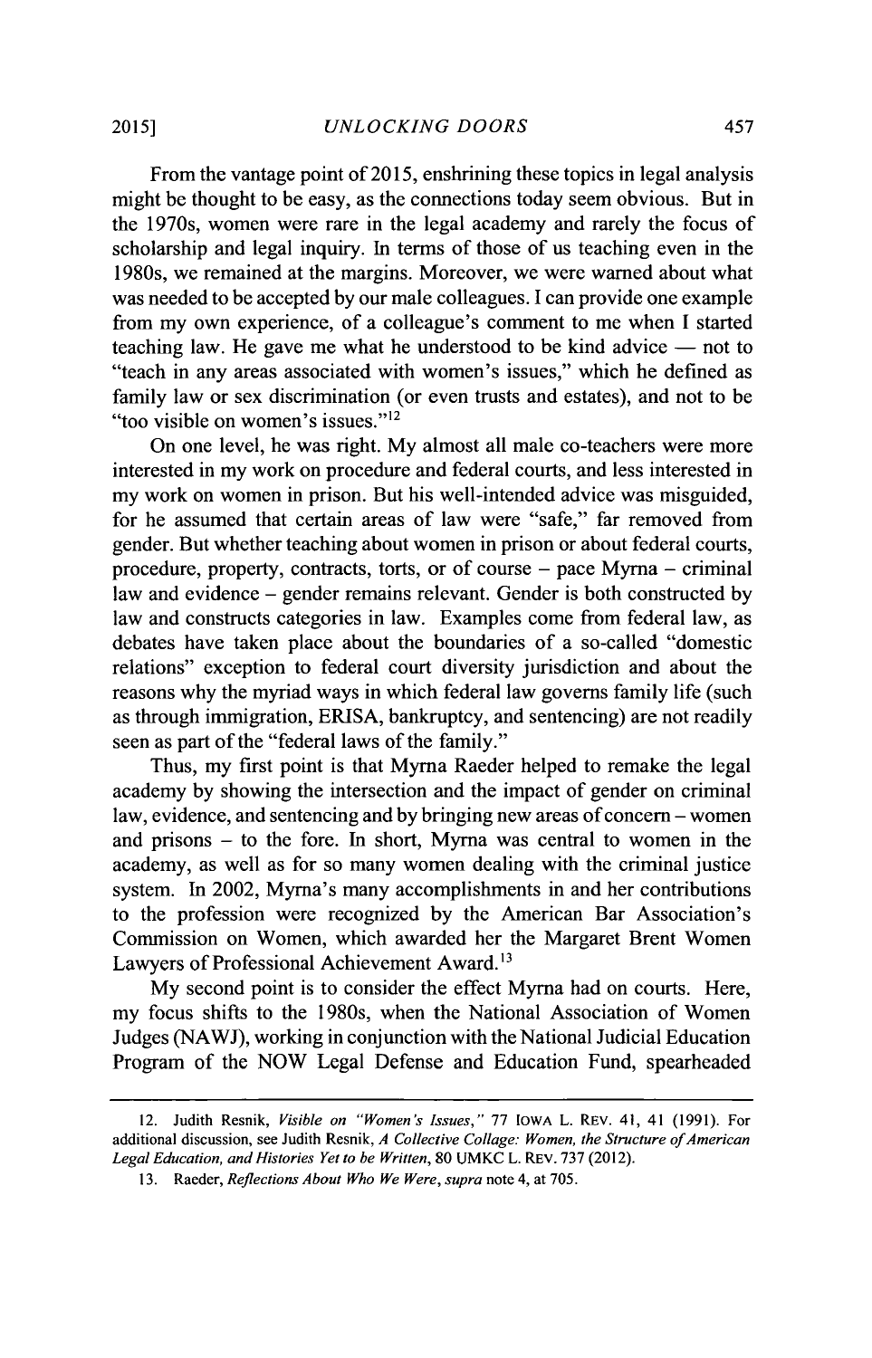From the vantage point of 2015, enshrining these topics in legal analysis might be thought to be easy, as the connections today seem obvious. But in the 1970s, women were rare in the legal academy and rarely the focus of scholarship and legal inquiry. In terms of those of us teaching even in the 1980s, we remained at the margins. Moreover, we were warned about what was needed to be accepted by our male colleagues. I can provide one example from my own experience, of a colleague's comment to me when I started teaching law. He gave me what he understood to be kind advice — not to "teach in any areas associated with women's issues," which he defined as family law or sex discrimination (or even trusts and estates), and not to be "too visible on women's issues."[12]

On one level, he was right. My almost all male co-teachers were more interested in my work on procedure and federal courts, and less interested in my work on women in prison. But his well-intended advice was misguided, for he assumed that certain areas of law were "safe," far removed from gender. But whether teaching about women in prison or about federal courts, procedure, property, contracts, torts, or of course – pace Myrna – criminal law and evidence – gender remains relevant. Gender is both constructed by law and constructs categories in law. Examples come from federal law, as debates have taken place about the boundaries of a so-called "domestic relations" exception to federal court diversity jurisdiction and about the reasons why the myriad ways in which federal law governs family life (such as through immigration, ERISA, bankruptcy, and sentencing) are not readily seen as part of the "federal laws of the family."

Thus, my first point is that Myrna Raeder helped to remake the legal academy by showing the intersection and the impact of gender on criminal law, evidence, and sentencing and by bringing new areas of concern – women and prisons – to the fore. In short, Myrna was central to women in the academy, as well as for so many women dealing with the criminal justice system. In 2002, Myrna's many accomplishments in and her contributions to the profession were recognized by the American Bar Association's Commission on Women, which awarded her the Margaret Brent Women Lawyers of Professional Achievement Award.[13]

My second point is to consider the effect Myrna had on courts. Here, my focus shifts to the 1980s, when the National Association of Women Judges (NAWJ), working in conjunction with the National Judicial Education Program of the NOW Legal Defense and Education Fund, spearheaded

---

12. Judith Resnik, *Visible on "Women's Issues,"* 77 IOWA L. REV. 41, 41 (1991). For additional discussion, see Judith Resnik, *A Collective Collage: Women, the Structure of American Legal Education, and Histories Yet to be Written*, 80 UMKC L. REV. 737 (2012).

13. Raeder, *Reflections About Who We Were*, *supra* note 4, at 705.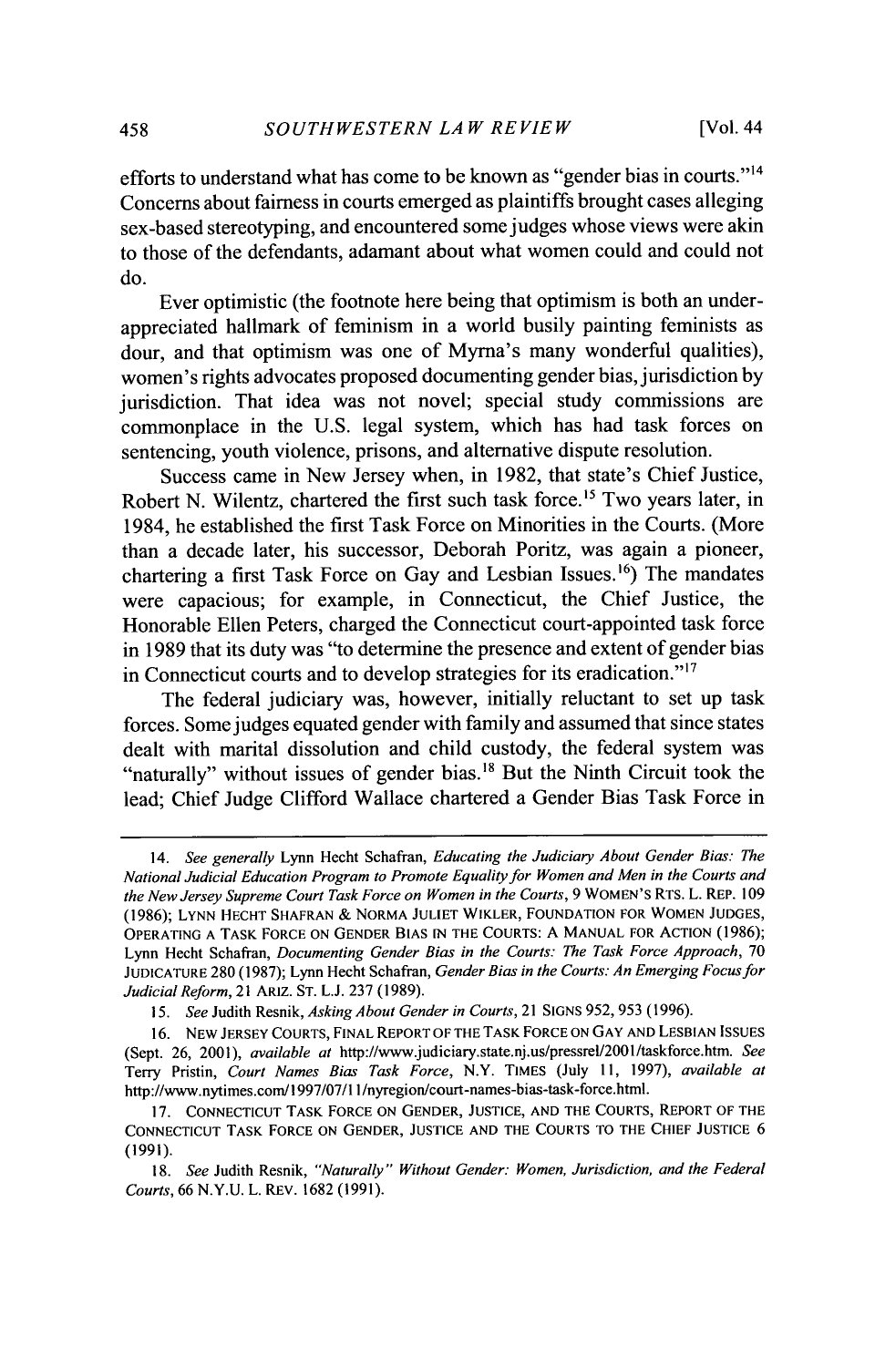efforts to understand what has come to be known as "gender bias in courts."[14] Concerns about fairness in courts emerged as plaintiffs brought cases alleging sex-based stereotyping, and encountered some judges whose views were akin to those of the defendants, adamant about what women could and could not do.

Ever optimistic (the footnote here being that optimism is both an under-appreciated hallmark of feminism in a world busily painting feminists as dour, and that optimism was one of Myrna's many wonderful qualities), women's rights advocates proposed documenting gender bias, jurisdiction by jurisdiction. That idea was not novel; special study commissions are commonplace in the U.S. legal system, which has had task forces on sentencing, youth violence, prisons, and alternative dispute resolution.

Success came in New Jersey when, in 1982, that state's Chief Justice, Robert N. Wilentz, chartered the first such task force.[15] Two years later, in 1984, he established the first Task Force on Minorities in the Courts. (More than a decade later, his successor, Deborah Poritz, was again a pioneer, chartering a first Task Force on Gay and Lesbian Issues.[16]) The mandates were capacious; for example, in Connecticut, the Chief Justice, the Honorable Ellen Peters, charged the Connecticut court-appointed task force in 1989 that its duty was "to determine the presence and extent of gender bias in Connecticut courts and to develop strategies for its eradication."[17]

The federal judiciary was, however, initially reluctant to set up task forces. Some judges equated gender with family and assumed that since states dealt with marital dissolution and child custody, the federal system was "naturally" without issues of gender bias.[18] But the Ninth Circuit took the lead; Chief Judge Clifford Wallace chartered a Gender Bias Task Force in

---

14. *See generally* Lynn Hecht Schafran, *Educating the Judiciary About Gender Bias: The National Judicial Education Program to Promote Equality for Women and Men in the Courts and the New Jersey Supreme Court Task Force on Women in the Courts*, 9 WOMEN'S RTS. L. REP. 109 (1986); LYNN HECHT SHAFRAN & NORMA JULIET WIKLER, FOUNDATION FOR WOMEN JUDGES, OPERATING A TASK FORCE ON GENDER BIAS IN THE COURTS: A MANUAL FOR ACTION (1986); Lynn Hecht Schafran, *Documenting Gender Bias in the Courts: The Task Force Approach*, 70 JUDICATURE 280 (1987); Lynn Hecht Schafran, *Gender Bias in the Courts: An Emerging Focus for Judicial Reform*, 21 ARIZ. ST. L.J. 237 (1989).

15. *See* Judith Resnik, *Asking About Gender in Courts*, 21 SIGNS 952, 953 (1996).

16. NEW JERSEY COURTS, FINAL REPORT OF THE TASK FORCE ON GAY AND LESBIAN ISSUES (Sept. 26, 2001), *available at* http://www.judiciary.state.nj.us/pressrel/2001/taskforce.htm. *See* Terry Pristin, *Court Names Bias Task Force*, N.Y. TIMES (July 11, 1997), *available at* http://www.nytimes.com/1997/07/11/nyregion/court-names-bias-task-force.html.

17. CONNECTICUT TASK FORCE ON GENDER, JUSTICE, AND THE COURTS, REPORT OF THE CONNECTICUT TASK FORCE ON GENDER, JUSTICE AND THE COURTS TO THE CHIEF JUSTICE 6 (1991).

18. *See* Judith Resnik, *"Naturally" Without Gender: Women, Jurisdiction, and the Federal Courts*, 66 N.Y.U. L. REV. 1682 (1991).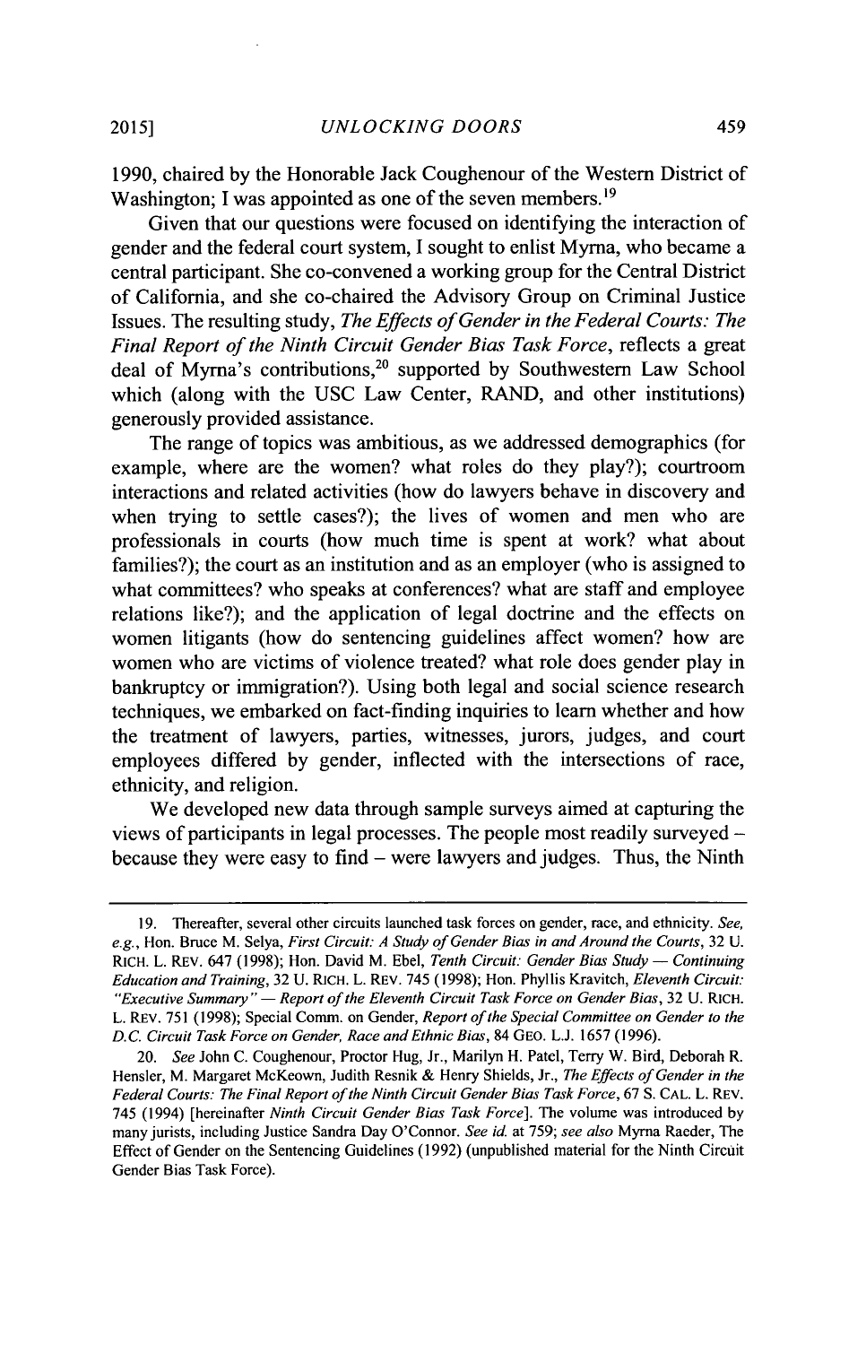1990, chaired by the Honorable Jack Coughenour of the Western District of Washington; I was appointed as one of the seven members.[19]

Given that our questions were focused on identifying the interaction of gender and the federal court system, I sought to enlist Myrna, who became a central participant. She co-convened a working group for the Central District of California, and she co-chaired the Advisory Group on Criminal Justice Issues. The resulting study, *The Effects of Gender in the Federal Courts: The Final Report of the Ninth Circuit Gender Bias Task Force*, reflects a great deal of Myrna's contributions,[20] supported by Southwestern Law School which (along with the USC Law Center, RAND, and other institutions) generously provided assistance.

The range of topics was ambitious, as we addressed demographics (for example, where are the women? what roles do they play?); courtroom interactions and related activities (how do lawyers behave in discovery and when trying to settle cases?); the lives of women and men who are professionals in courts (how much time is spent at work? what about families?); the court as an institution and as an employer (who is assigned to what committees? who speaks at conferences? what are staff and employee relations like?); and the application of legal doctrine and the effects on women litigants (how do sentencing guidelines affect women? how are women who are victims of violence treated? what role does gender play in bankruptcy or immigration?). Using both legal and social science research techniques, we embarked on fact-finding inquiries to learn whether and how the treatment of lawyers, parties, witnesses, jurors, judges, and court employees differed by gender, inflected with the intersections of race, ethnicity, and religion.

We developed new data through sample surveys aimed at capturing the views of participants in legal processes. The people most readily surveyed – because they were easy to find – were lawyers and judges. Thus, the Ninth

---

19. Thereafter, several other circuits launched task forces on gender, race, and ethnicity. *See, e.g.*, Hon. Bruce M. Selya, *First Circuit: A Study of Gender Bias in and Around the Courts*, 32 U. RICH. L. REV. 647 (1998); Hon. David M. Ebel, *Tenth Circuit: Gender Bias Study — Continuing Education and Training*, 32 U. RICH. L. REV. 745 (1998); Hon. Phyllis Kravitch, *Eleventh Circuit: "Executive Summary" — Report of the Eleventh Circuit Task Force on Gender Bias*, 32 U. RICH. L. REV. 751 (1998); Special Comm. on Gender, *Report of the Special Committee on Gender to the D.C. Circuit Task Force on Gender, Race and Ethnic Bias*, 84 GEO. L.J. 1657 (1996).

20. *See* John C. Coughenour, Proctor Hug, Jr., Marilyn H. Patel, Terry W. Bird, Deborah R. Hensler, M. Margaret McKeown, Judith Resnik & Henry Shields, Jr., *The Effects of Gender in the Federal Courts: The Final Report of the Ninth Circuit Gender Bias Task Force*, 67 S. CAL. L. REV. 745 (1994) [hereinafter *Ninth Circuit Gender Bias Task Force*]. The volume was introduced by many jurists, including Justice Sandra Day O'Connor. *See id.* at 759; *see also* Myrna Raeder, The Effect of Gender on the Sentencing Guidelines (1992) (unpublished material for the Ninth Circuit Gender Bias Task Force).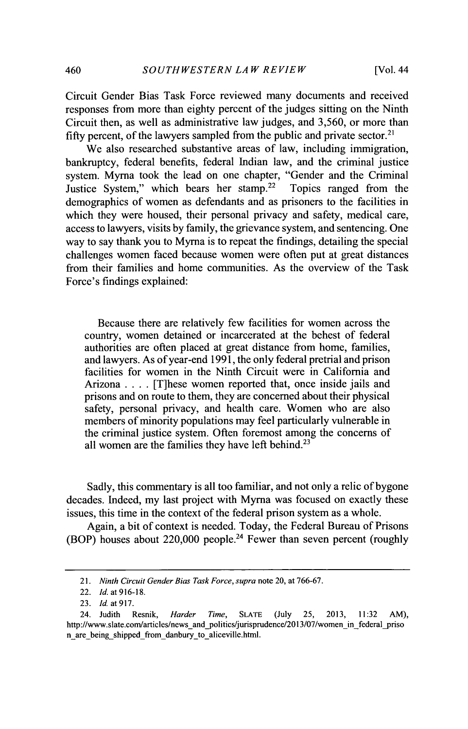Circuit Gender Bias Task Force reviewed many documents and received responses from more than eighty percent of the judges sitting on the Ninth Circuit then, as well as administrative law judges, and 3,560, or more than fifty percent, of the lawyers sampled from the public and private sector.[21]

We also researched substantive areas of law, including immigration, bankruptcy, federal benefits, federal Indian law, and the criminal justice system. Myrna took the lead on one chapter, "Gender and the Criminal Justice System," which bears her stamp.[22] Topics ranged from the demographics of women as defendants and as prisoners to the facilities in which they were housed, their personal privacy and safety, medical care, access to lawyers, visits by family, the grievance system, and sentencing. One way to say thank you to Myrna is to repeat the findings, detailing the special challenges women faced because women were often put at great distances from their families and home communities. As the overview of the Task Force's findings explained:

> Because there are relatively few facilities for women across the country, women detained or incarcerated at the behest of federal authorities are often placed at great distance from home, families, and lawyers. As of year-end 1991, the only federal pretrial and prison facilities for women in the Ninth Circuit were in California and Arizona . . . . [T]hese women reported that, once inside jails and prisons and on route to them, they are concerned about their physical safety, personal privacy, and health care. Women who are also members of minority populations may feel particularly vulnerable in the criminal justice system. Often foremost among the concerns of all women are the families they have left behind.[23]

Sadly, this commentary is all too familiar, and not only a relic of bygone decades. Indeed, my last project with Myrna was focused on exactly these issues, this time in the context of the federal prison system as a whole.

Again, a bit of context is needed. Today, the Federal Bureau of Prisons (BOP) houses about 220,000 people.[24] Fewer than seven percent (roughly

---

21. *Ninth Circuit Gender Bias Task Force*, *supra* note 20, at 766-67.

22. *Id.* at 916-18.

23. *Id.* at 917.

24. Judith Resnik, *Harder Time*, SLATE (July 25, 2013, 11:32 AM), http://www.slate.com/articles/news_and_politics/jurisprudence/2013/07/women_in_federal_prison_are_being_shipped_from_danbury_to_aliceville.html.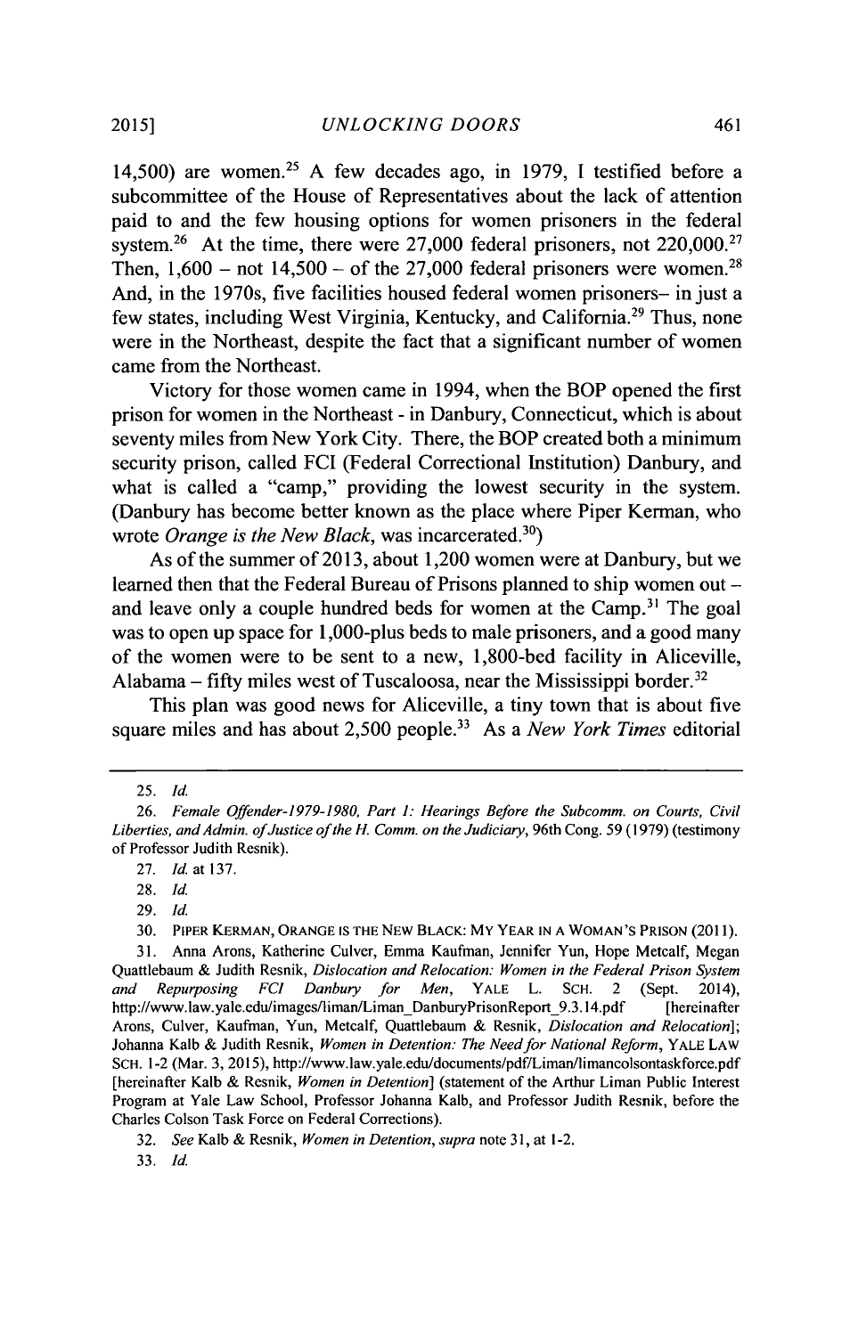14,500) are women.[25] A few decades ago, in 1979, I testified before a subcommittee of the House of Representatives about the lack of attention paid to and the few housing options for women prisoners in the federal system.[26] At the time, there were 27,000 federal prisoners, not 220,000.[27] Then, 1,600 – not 14,500 – of the 27,000 federal prisoners were women.[28] And, in the 1970s, five facilities housed federal women prisoners– in just a few states, including West Virginia, Kentucky, and California.[29] Thus, none were in the Northeast, despite the fact that a significant number of women came from the Northeast.

Victory for those women came in 1994, when the BOP opened the first prison for women in the Northeast - in Danbury, Connecticut, which is about seventy miles from New York City. There, the BOP created both a minimum security prison, called FCI (Federal Correctional Institution) Danbury, and what is called a "camp," providing the lowest security in the system. (Danbury has become better known as the place where Piper Kerman, who wrote *Orange is the New Black*, was incarcerated.[30])

As of the summer of 2013, about 1,200 women were at Danbury, but we learned then that the Federal Bureau of Prisons planned to ship women out – and leave only a couple hundred beds for women at the Camp.[31] The goal was to open up space for 1,000-plus beds to male prisoners, and a good many of the women were to be sent to a new, 1,800-bed facility in Aliceville, Alabama – fifty miles west of Tuscaloosa, near the Mississippi border.[32]

This plan was good news for Aliceville, a tiny town that is about five square miles and has about 2,500 people.[33] As a *New York Times* editorial

---

25. *Id.*

26. *Female Offender-1979-1980, Part 1: Hearings Before the Subcomm. on Courts, Civil Liberties, and Admin. of Justice of the H. Comm. on the Judiciary*, 96th Cong. 59 (1979) (testimony of Professor Judith Resnik).

27. *Id.* at 137.

28. *Id.*

29. *Id.*

30. PIPER KERMAN, ORANGE IS THE NEW BLACK: MY YEAR IN A WOMAN'S PRISON (2011).

31. Anna Arons, Katherine Culver, Emma Kaufman, Jennifer Yun, Hope Metcalf, Megan Quattlebaum & Judith Resnik, *Dislocation and Relocation: Women in the Federal Prison System and Repurposing FCI Danbury for Men*, YALE L. SCH. 2 (Sept. 2014), http://www.law.yale.edu/images/liman/Liman_DanburyPrisonReport_9.3.14.pdf [hereinafter Arons, Culver, Kaufman, Yun, Metcalf, Quattlebaum & Resnik, *Dislocation and Relocation*]; Johanna Kalb & Judith Resnik, *Women in Detention: The Need for National Reform*, YALE LAW SCH. 1-2 (Mar. 3, 2015), http://www.law.yale.edu/documents/pdf/Liman/limancolsontaskforce.pdf [hereinafter Kalb & Resnik, *Women in Detention*] (statement of the Arthur Liman Public Interest Program at Yale Law School, Professor Johanna Kalb, and Professor Judith Resnik, before the Charles Colson Task Force on Federal Corrections).

32. *See* Kalb & Resnik, *Women in Detention*, *supra* note 31, at 1-2.

33. *Id.*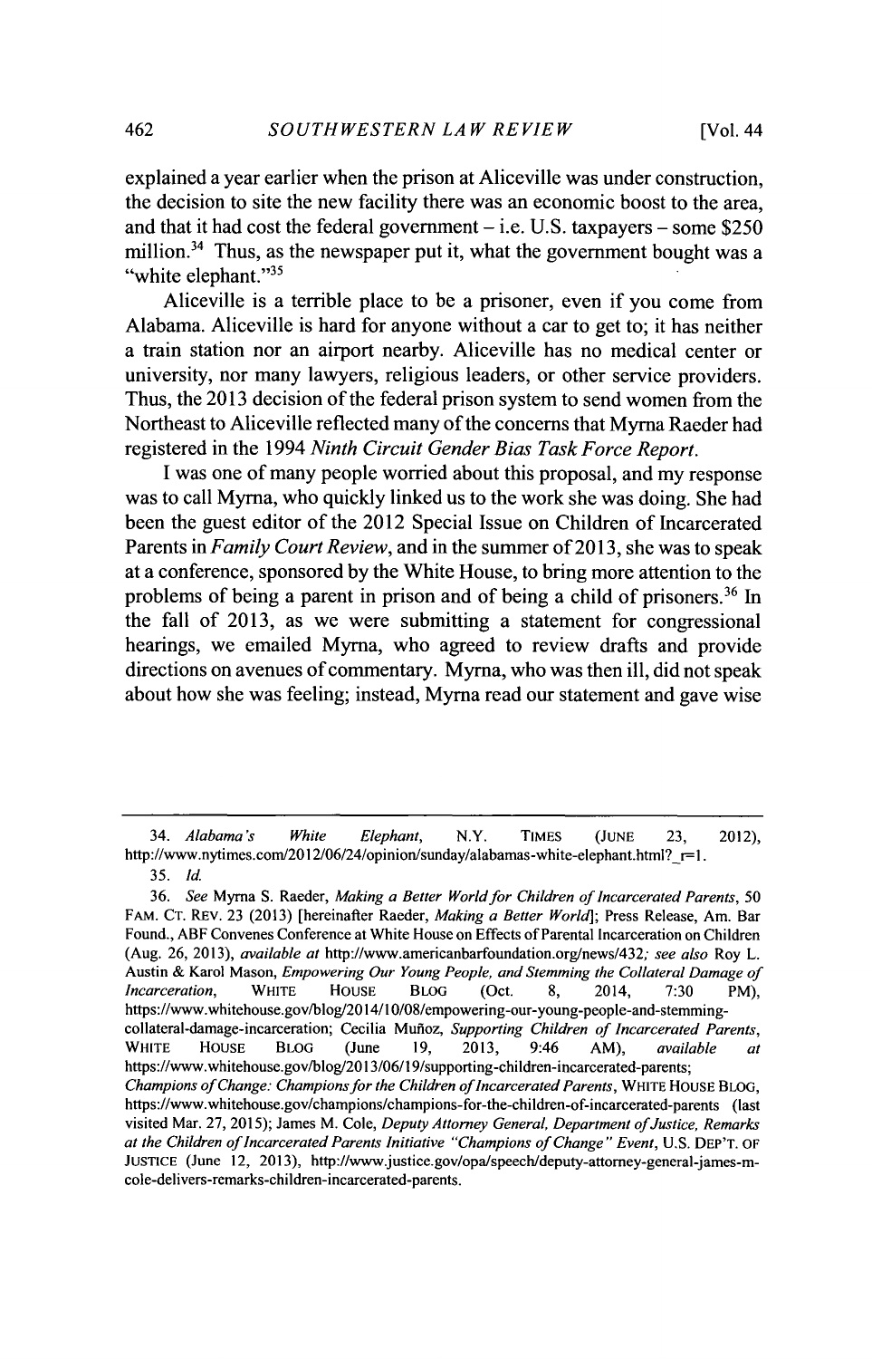explained a year earlier when the prison at Aliceville was under construction, the decision to site the new facility there was an economic boost to the area, and that it had cost the federal government – i.e. U.S. taxpayers – some $250 million.[34] Thus, as the newspaper put it, what the government bought was a "white elephant."[35]

Aliceville is a terrible place to be a prisoner, even if you come from Alabama. Aliceville is hard for anyone without a car to get to; it has neither a train station nor an airport nearby. Aliceville has no medical center or university, nor many lawyers, religious leaders, or other service providers. Thus, the 2013 decision of the federal prison system to send women from the Northeast to Aliceville reflected many of the concerns that Myrna Raeder had registered in the 1994 *Ninth Circuit Gender Bias Task Force Report*.

I was one of many people worried about this proposal, and my response was to call Myrna, who quickly linked us to the work she was doing. She had been the guest editor of the 2012 Special Issue on Children of Incarcerated Parents in *Family Court Review*, and in the summer of 2013, she was to speak at a conference, sponsored by the White House, to bring more attention to the problems of being a parent in prison and of being a child of prisoners.[36] In the fall of 2013, as we were submitting a statement for congressional hearings, we emailed Myrna, who agreed to review drafts and provide directions on avenues of commentary. Myrna, who was then ill, did not speak about how she was feeling; instead, Myrna read our statement and gave wise

---

34. *Alabama's White Elephant*, N.Y. TIMES (JUNE 23, 2012), http://www.nytimes.com/2012/06/24/opinion/sunday/alabamas-white-elephant.html?_r=1.

35. *Id.*

36. *See* Myrna S. Raeder, *Making a Better World for Children of Incarcerated Parents*, 50 FAM. CT. REV. 23 (2013) [hereinafter Raeder, *Making a Better World*]; Press Release, Am. Bar Found., ABF Convenes Conference at White House on Effects of Parental Incarceration on Children (Aug. 26, 2013), *available at* http://www.americanbarfoundation.org/news/432; *see also* Roy L. Austin & Karol Mason, *Empowering Our Young People, and Stemming the Collateral Damage of Incarceration*, WHITE HOUSE BLOG (Oct. 8, 2014, 7:30 PM), https://www.whitehouse.gov/blog/2014/10/08/empowering-our-young-people-and-stemming-collateral-damage-incarceration; Cecilia Muñoz, *Supporting Children of Incarcerated Parents*, WHITE HOUSE BLOG (June 19, 2013, 9:46 AM), *available at* https://www.whitehouse.gov/blog/2013/06/19/supporting-children-incarcerated-parents; *Champions of Change: Champions for the Children of Incarcerated Parents*, WHITE HOUSE BLOG, https://www.whitehouse.gov/champions/champions-for-the-children-of-incarcerated-parents (last visited Mar. 27, 2015); James M. Cole, *Deputy Attorney General, Department of Justice, Remarks at the Children of Incarcerated Parents Initiative "Champions of Change" Event*, U.S. DEP'T. OF JUSTICE (June 12, 2013), http://www.justice.gov/opa/speech/deputy-attorney-general-james-m-cole-delivers-remarks-children-incarcerated-parents.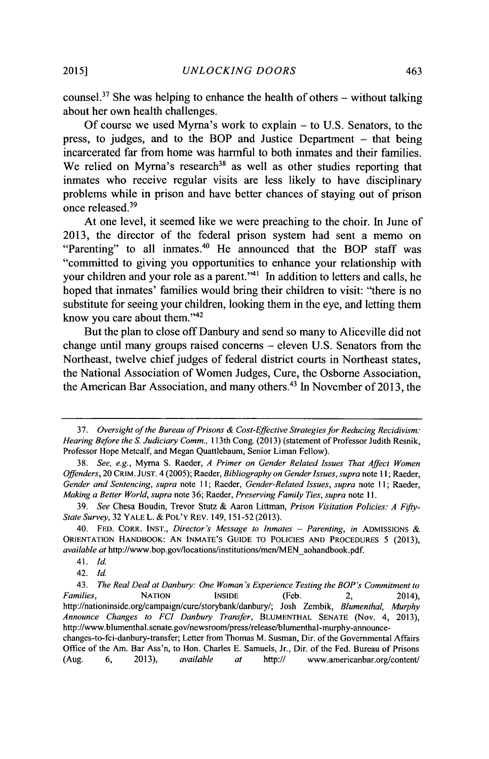counsel.[37] She was helping to enhance the health of others – without talking about her own health challenges.

Of course we used Myrna's work to explain – to U.S. Senators, to the press, to judges, and to the BOP and Justice Department – that being incarcerated far from home was harmful to both inmates and their families. We relied on Myrna's research[38] as well as other studies reporting that inmates who receive regular visits are less likely to have disciplinary problems while in prison and have better chances of staying out of prison once released.[39]

At one level, it seemed like we were preaching to the choir. In June of 2013, the director of the federal prison system had sent a memo on "Parenting" to all inmates.[40] He announced that the BOP staff was "committed to giving you opportunities to enhance your relationship with your children and your role as a parent."[41] In addition to letters and calls, he hoped that inmates' families would bring their children to visit: "there is no substitute for seeing your children, looking them in the eye, and letting them know you care about them."[42]

But the plan to close off Danbury and send so many to Aliceville did not change until many groups raised concerns – eleven U.S. Senators from the Northeast, twelve chief judges of federal district courts in Northeast states, the National Association of Women Judges, Cure, the Osborne Association, the American Bar Association, and many others.[43] In November of 2013, the

---

37. *Oversight of the Bureau of Prisons & Cost-Effective Strategies for Reducing Recidivism: Hearing Before the S. Judiciary Comm.*, 113th Cong. (2013) (statement of Professor Judith Resnik, Professor Hope Metcalf, and Megan Quattlebaum, Senior Liman Fellow).

38. *See, e.g.*, Myrna S. Raeder, *A Primer on Gender Related Issues That Affect Women Offenders*, 20 CRIM. JUST. 4 (2005); Raeder, *Bibliography on Gender Issues*, *supra* note 11; Raeder, *Gender and Sentencing*, *supra* note 11; Raeder, *Gender-Related Issues*, *supra* note 11; Raeder, *Making a Better World*, *supra* note 36; Raeder, *Preserving Family Ties*, *supra* note 11.

39. *See* Chesa Boudin, Trevor Stutz & Aaron Littman, *Prison Visitation Policies: A Fifty-State Survey*, 32 YALE L. & POL'Y REV. 149, 151-52 (2013).

40. FED. CORR. INST., *Director's Message to Inmates – Parenting*, *in* ADMISSIONS & ORIENTATION HANDBOOK: AN INMATE'S GUIDE TO POLICIES AND PROCEDURES 5 (2013), *available at* http://www.bop.gov/locations/institutions/men/MEN_aohandbook.pdf.

41. *Id.*

42. *Id.*

43. *The Real Deal at Danbury: One Woman's Experience Testing the BOP's Commitment to Families*, NATION INSIDE (Feb. 2, 2014), http://nationinside.org/campaign/cure/storybank/danbury/; Josh Zembik, *Blumenthal, Murphy Announce Changes to FCI Danbury Transfer*, BLUMENTHAL SENATE (Nov. 4, 2013), http://www.blumenthal.senate.gov/newsroom/press/release/blumenthal-murphy-announce-changes-to-fci-danbury-transfer; Letter from Thomas M. Susman, Dir. of the Governmental Affairs Office of the Am. Bar Ass'n, to Hon. Charles E. Samuels, Jr., Dir. of the Fed. Bureau of Prisons (Aug. 6, 2013), *available at* http:// www.americanbar.org/content/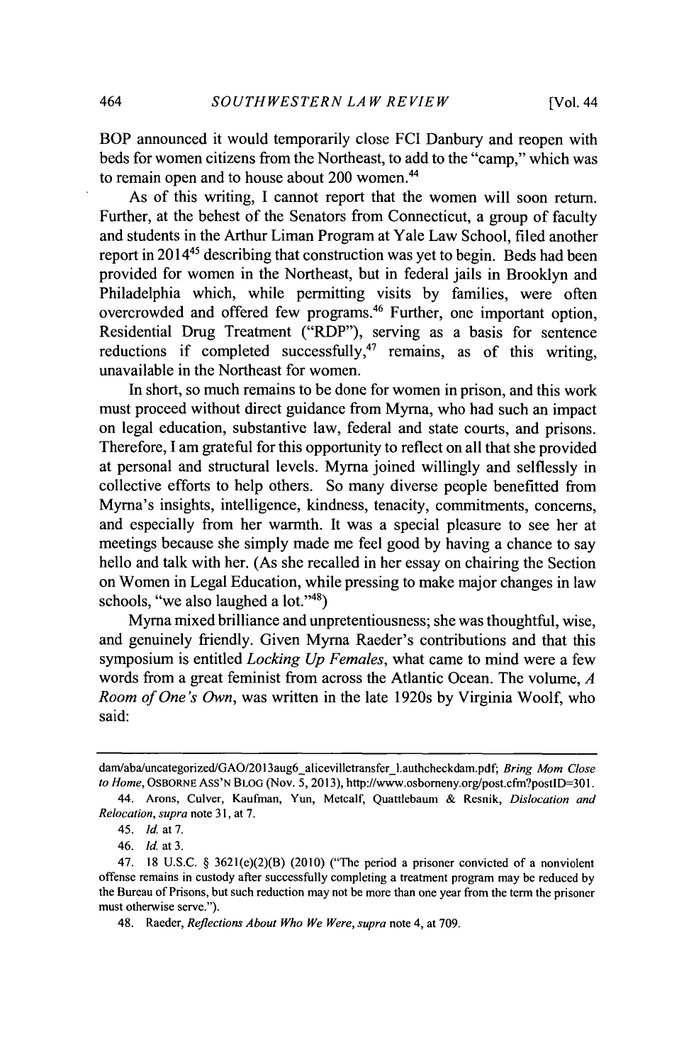BOP announced it would temporarily close FCI Danbury and reopen with beds for women citizens from the Northeast, to add to the "camp," which was to remain open and to house about 200 women.[44]

As of this writing, I cannot report that the women will soon return. Further, at the behest of the Senators from Connecticut, a group of faculty and students in the Arthur Liman Program at Yale Law School, filed another report in 2014[45] describing that construction was yet to begin. Beds had been provided for women in the Northeast, but in federal jails in Brooklyn and Philadelphia which, while permitting visits by families, were often overcrowded and offered few programs.[46] Further, one important option, Residential Drug Treatment ("RDP"), serving as a basis for sentence reductions if completed successfully,[47] remains, as of this writing, unavailable in the Northeast for women.

In short, so much remains to be done for women in prison, and this work must proceed without direct guidance from Myrna, who had such an impact on legal education, substantive law, federal and state courts, and prisons. Therefore, I am grateful for this opportunity to reflect on all that she provided at personal and structural levels. Myrna joined willingly and selflessly in collective efforts to help others. So many diverse people benefitted from Myrna's insights, intelligence, kindness, tenacity, commitments, concerns, and especially from her warmth. It was a special pleasure to see her at meetings because she simply made me feel good by having a chance to say hello and talk with her. (As she recalled in her essay on chairing the Section on Women in Legal Education, while pressing to make major changes in law schools, "we also laughed a lot."[48])

Myrna mixed brilliance and unpretentiousness; she was thoughtful, wise, and genuinely friendly. Given Myrna Raeder's contributions and that this symposium is entitled *Locking Up Females*, what came to mind were a few words from a great feminist from across the Atlantic Ocean. The volume, *A Room of One's Own*, was written in the late 1920s by Virginia Woolf, who said:

---

dam/aba/uncategorized/GAO/2013aug6_alicevilletransfer_1.authcheckdam.pdf; *Bring Mom Close to Home*, OSBORNE ASS'N BLOG (Nov. 5, 2013), http://www.osborneny.org/post.cfm?postID=301.

44. Arons, Culver, Kaufman, Yun, Metcalf, Quattlebaum & Resnik, *Dislocation and Relocation*, *supra* note 31, at 7.

45. *Id.* at 7.

46. *Id.* at 3.

47. 18 U.S.C. § 3621(e)(2)(B) (2010) ("The period a prisoner convicted of a nonviolent offense remains in custody after successfully completing a treatment program may be reduced by the Bureau of Prisons, but such reduction may not be more than one year from the term the prisoner must otherwise serve.").

48. Raeder, *Reflections About Who We Were*, *supra* note 4, at 709.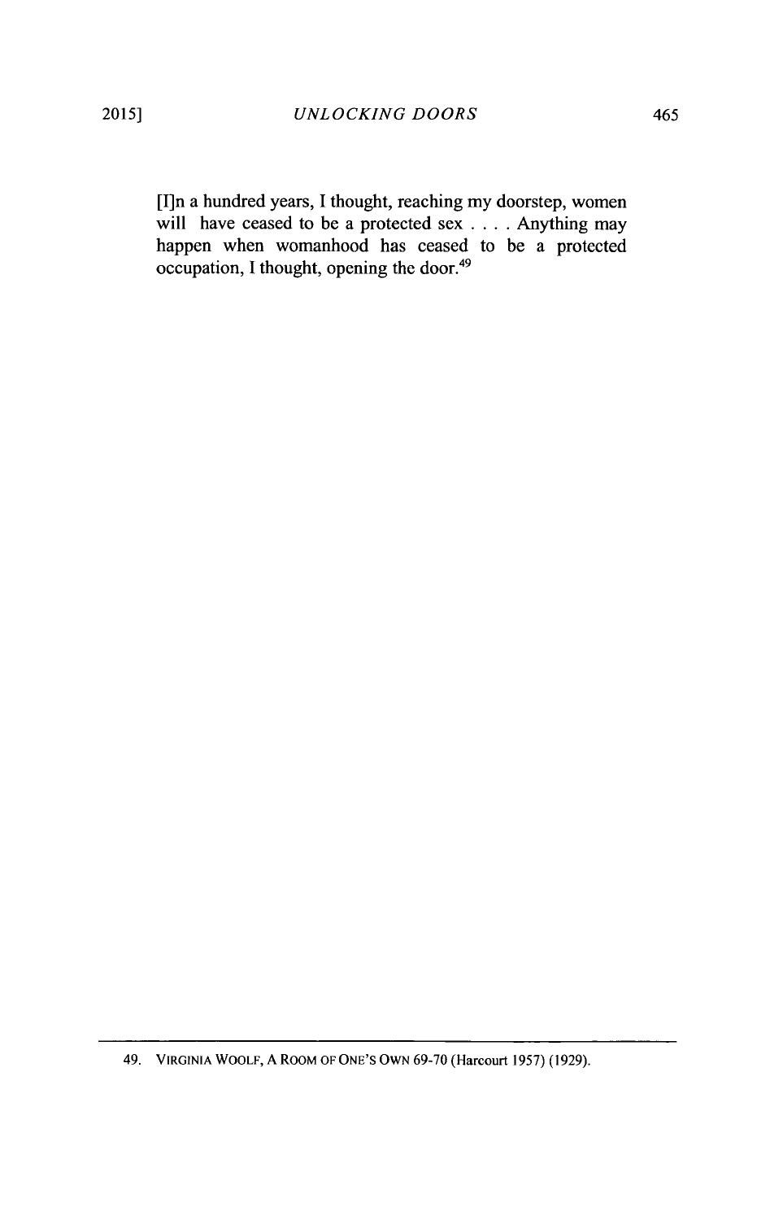> [I]n a hundred years, I thought, reaching my doorstep, women will have ceased to be a protected sex . . . . Anything may happen when womanhood has ceased to be a protected occupation, I thought, opening the door.[49]

---

49. VIRGINIA WOOLF, A ROOM OF ONE'S OWN 69-70 (Harcourt 1957) (1929).